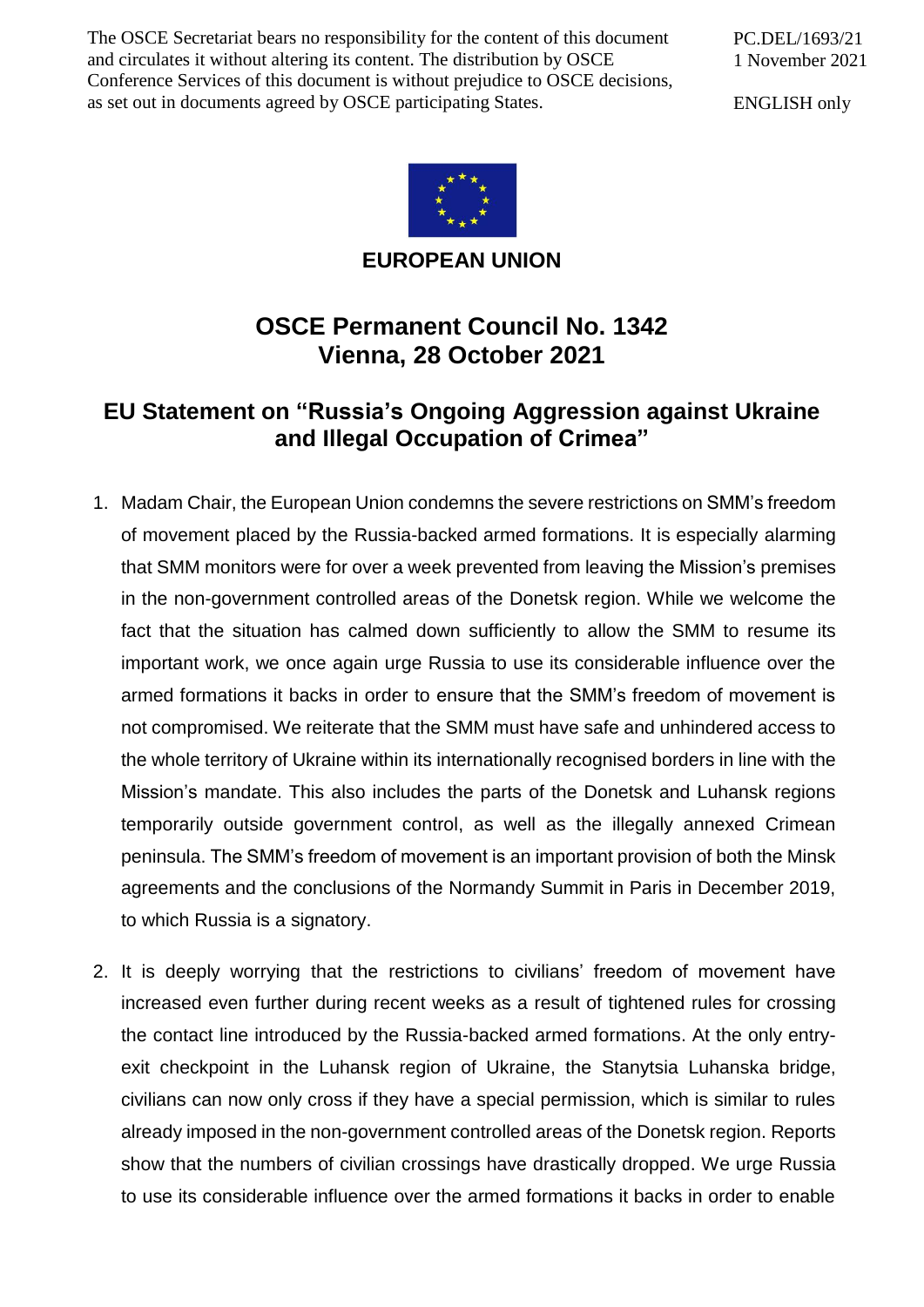The OSCE Secretariat bears no responsibility for the content of this document and circulates it without altering its content. The distribution by OSCE Conference Services of this document is without prejudice to OSCE decisions, as set out in documents agreed by OSCE participating States.

PC.DEL/1693/21
1 November 2021

ENGLISH only

**EUROPEAN UNION**

# OSCE Permanent Council No. 1342
# Vienna, 28 October 2021

## EU Statement on "Russia's Ongoing Aggression against Ukraine and Illegal Occupation of Crimea"

1. Madam Chair, the European Union condemns the severe restrictions on SMM's freedom of movement placed by the Russia-backed armed formations. It is especially alarming that SMM monitors were for over a week prevented from leaving the Mission's premises in the non-government controlled areas of the Donetsk region. While we welcome the fact that the situation has calmed down sufficiently to allow the SMM to resume its important work, we once again urge Russia to use its considerable influence over the armed formations it backs in order to ensure that the SMM's freedom of movement is not compromised. We reiterate that the SMM must have safe and unhindered access to the whole territory of Ukraine within its internationally recognised borders in line with the Mission's mandate. This also includes the parts of the Donetsk and Luhansk regions temporarily outside government control, as well as the illegally annexed Crimean peninsula. The SMM's freedom of movement is an important provision of both the Minsk agreements and the conclusions of the Normandy Summit in Paris in December 2019, to which Russia is a signatory.

2. It is deeply worrying that the restrictions to civilians' freedom of movement have increased even further during recent weeks as a result of tightened rules for crossing the contact line introduced by the Russia-backed armed formations. At the only entry-exit checkpoint in the Luhansk region of Ukraine, the Stanytsia Luhanska bridge, civilians can now only cross if they have a special permission, which is similar to rules already imposed in the non-government controlled areas of the Donetsk region. Reports show that the numbers of civilian crossings have drastically dropped. We urge Russia to use its considerable influence over the armed formations it backs in order to enable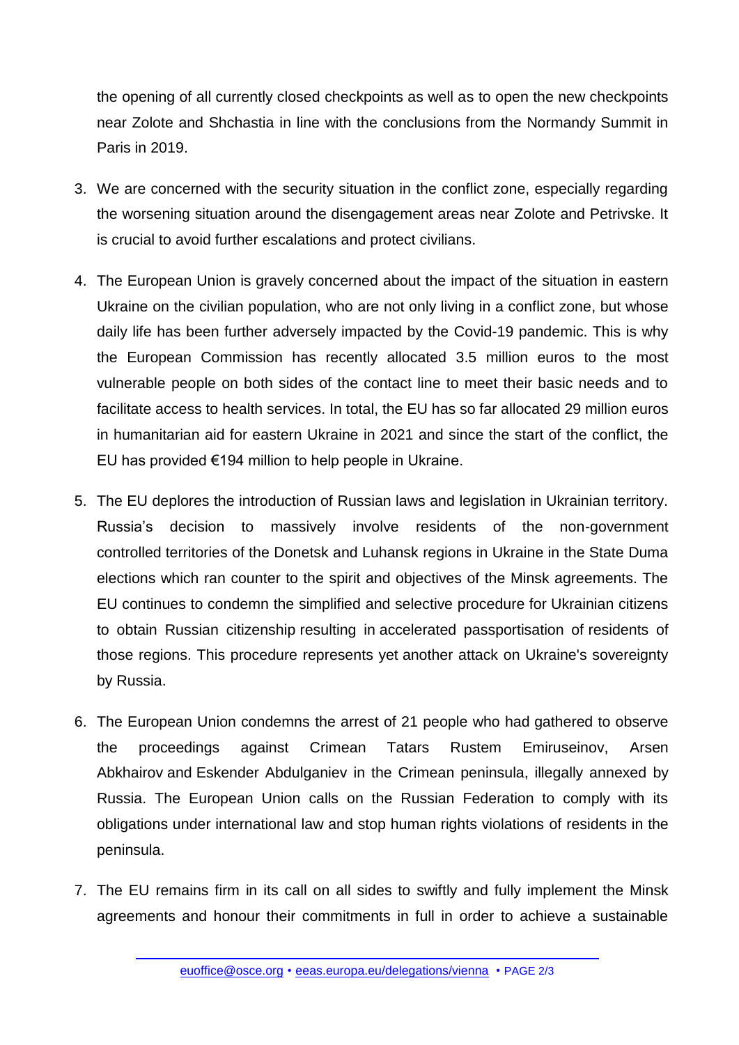the opening of all currently closed checkpoints as well as to open the new checkpoints near Zolote and Shchastia in line with the conclusions from the Normandy Summit in Paris in 2019.

3. We are concerned with the security situation in the conflict zone, especially regarding the worsening situation around the disengagement areas near Zolote and Petrivske. It is crucial to avoid further escalations and protect civilians.

4. The European Union is gravely concerned about the impact of the situation in eastern Ukraine on the civilian population, who are not only living in a conflict zone, but whose daily life has been further adversely impacted by the Covid-19 pandemic. This is why the European Commission has recently allocated 3.5 million euros to the most vulnerable people on both sides of the contact line to meet their basic needs and to facilitate access to health services. In total, the EU has so far allocated 29 million euros in humanitarian aid for eastern Ukraine in 2021 and since the start of the conflict, the EU has provided €194 million to help people in Ukraine.

5. The EU deplores the introduction of Russian laws and legislation in Ukrainian territory. Russia's decision to massively involve residents of the non-government controlled territories of the Donetsk and Luhansk regions in Ukraine in the State Duma elections which ran counter to the spirit and objectives of the Minsk agreements. The EU continues to condemn the simplified and selective procedure for Ukrainian citizens to obtain Russian citizenship resulting in accelerated passportisation of residents of those regions. This procedure represents yet another attack on Ukraine's sovereignty by Russia.

6. The European Union condemns the arrest of 21 people who had gathered to observe the proceedings against Crimean Tatars Rustem Emiruseinov, Arsen Abkhairov and Eskender Abdulganiev in the Crimean peninsula, illegally annexed by Russia. The European Union calls on the Russian Federation to comply with its obligations under international law and stop human rights violations of residents in the peninsula.

7. The EU remains firm in its call on all sides to swiftly and fully implement the Minsk agreements and honour their commitments in full in order to achieve a sustainable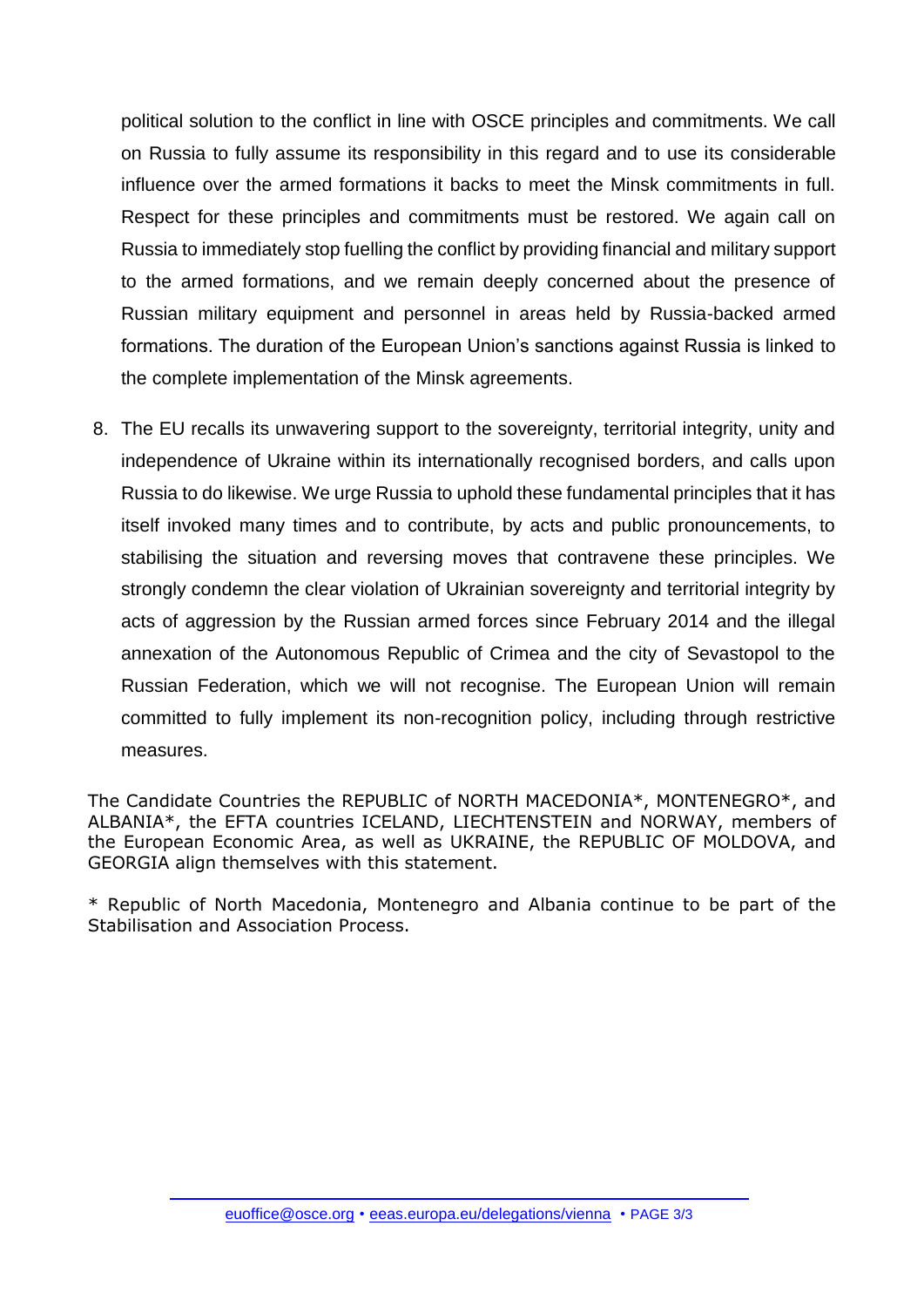political solution to the conflict in line with OSCE principles and commitments. We call on Russia to fully assume its responsibility in this regard and to use its considerable influence over the armed formations it backs to meet the Minsk commitments in full. Respect for these principles and commitments must be restored. We again call on Russia to immediately stop fuelling the conflict by providing financial and military support to the armed formations, and we remain deeply concerned about the presence of Russian military equipment and personnel in areas held by Russia-backed armed formations. The duration of the European Union's sanctions against Russia is linked to the complete implementation of the Minsk agreements.

8. The EU recalls its unwavering support to the sovereignty, territorial integrity, unity and independence of Ukraine within its internationally recognised borders, and calls upon Russia to do likewise. We urge Russia to uphold these fundamental principles that it has itself invoked many times and to contribute, by acts and public pronouncements, to stabilising the situation and reversing moves that contravene these principles. We strongly condemn the clear violation of Ukrainian sovereignty and territorial integrity by acts of aggression by the Russian armed forces since February 2014 and the illegal annexation of the Autonomous Republic of Crimea and the city of Sevastopol to the Russian Federation, which we will not recognise. The European Union will remain committed to fully implement its non-recognition policy, including through restrictive measures.

The Candidate Countries the REPUBLIC of NORTH MACEDONIA*, MONTENEGRO*, and ALBANIA*, the EFTA countries ICELAND, LIECHTENSTEIN and NORWAY, members of the European Economic Area, as well as UKRAINE, the REPUBLIC OF MOLDOVA, and GEORGIA align themselves with this statement.

* Republic of North Macedonia, Montenegro and Albania continue to be part of the Stabilisation and Association Process.